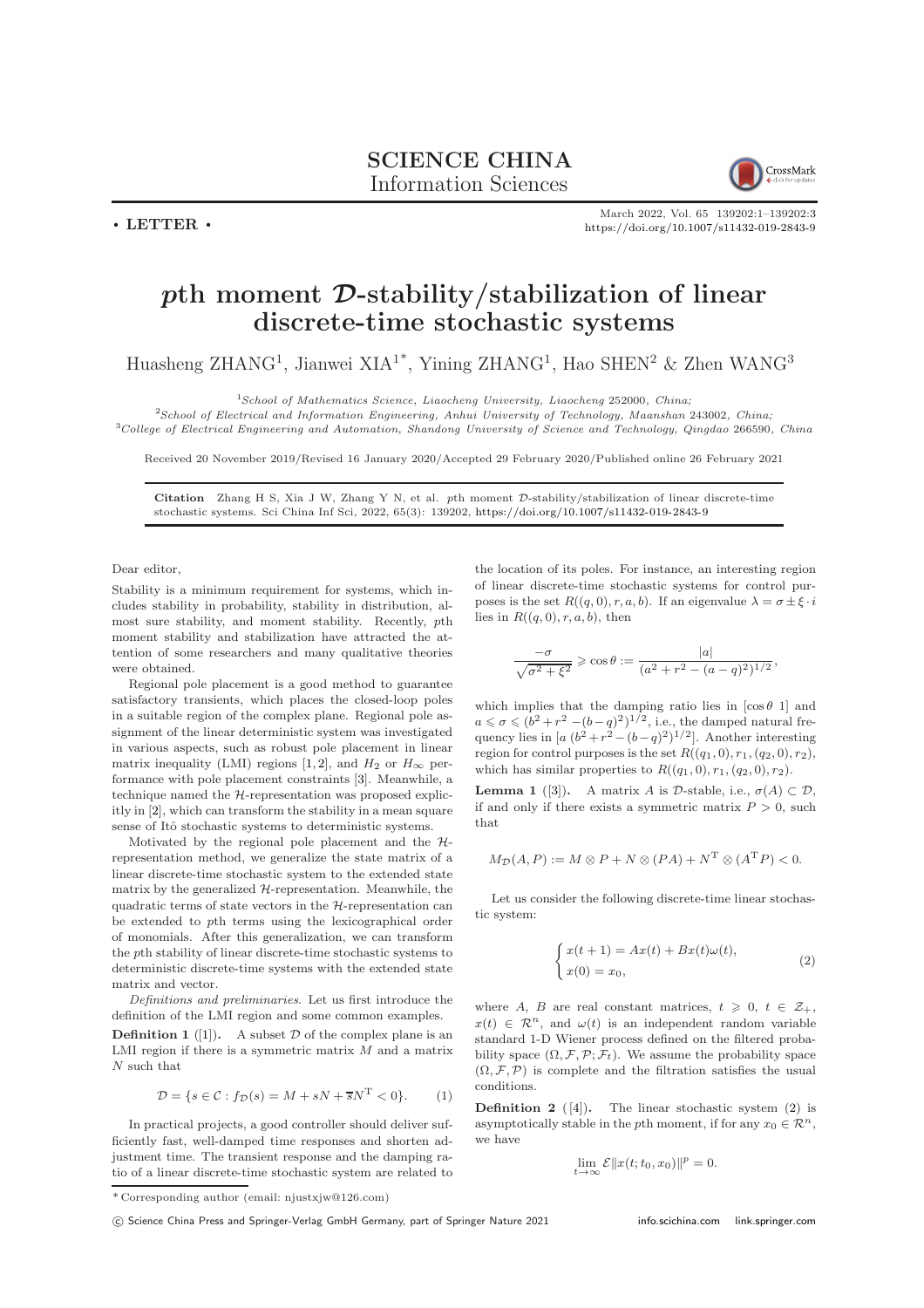**• LETTER •**

# $p$th moment $\mathcal{D}$-stability/stabilization of linear discrete-time stochastic systems

Huasheng ZHANG[1], Jianwei XIA[1*], Yining ZHANG[1], Hao SHEN[2] & Zhen WANG[3]

[1]*School of Mathematics Science, Liaocheng University, Liaocheng 252000, China;*
[2]*School of Electrical and Information Engineering, Anhui University of Technology, Maanshan 243002, China;*
[3]*College of Electrical Engineering and Automation, Shandong University of Science and Technology, Qingdao 266590, China*

Received 20 November 2019/Revised 16 January 2020/Accepted 29 February 2020/Published online 26 February 2021

**Citation** Zhang H S, Xia J W, Zhang Y N, et al. $p$th moment $\mathcal{D}$-stability/stabilization of linear discrete-time stochastic systems. Sci China Inf Sci, 2022, 65(3): 139202, https://doi.org/10.1007/s11432-019-2843-9

Dear editor,

Stability is a minimum requirement for systems, which includes stability in probability, stability in distribution, almost sure stability, and moment stability. Recently, $p$th moment stability and stabilization have attracted the attention of some researchers and many qualitative theories were obtained.

Regional pole placement is a good method to guarantee satisfactory transients, which places the closed-loop poles in a suitable region of the complex plane. Regional pole assignment of the linear deterministic system was investigated in various aspects, such as robust pole placement in linear matrix inequality (LMI) regions [1, 2], and $H_2$ or $H_\infty$ performance with pole placement constraints [3]. Meanwhile, a technique named the $\mathcal{H}$-representation was proposed explicitly in [2], which can transform the stability in a mean square sense of Itô stochastic systems to deterministic systems.

Motivated by the regional pole placement and the $\mathcal{H}$-representation method, we generalize the state matrix of a linear discrete-time stochastic system to the extended state matrix by the generalized $\mathcal{H}$-representation. Meanwhile, the quadratic terms of state vectors in the $\mathcal{H}$-representation can be extended to $p$th terms using the lexicographical order of monomials. After this generalization, we can transform the $p$th stability of linear discrete-time stochastic systems to deterministic discrete-time systems with the extended state matrix and vector.

*Definitions and preliminaries.* Let us first introduce the definition of the LMI region and some common examples.

**Definition 1** ([1]). A subset $\mathcal{D}$ of the complex plane is an LMI region if there is a symmetric matrix $M$ and a matrix $N$ such that

$$\mathcal{D} = \{s \in \mathcal{C} : f_{\mathcal{D}}(s) = M + sN + \overline{s}N^{\mathrm{T}} < 0\}. \tag{1}$$

In practical projects, a good controller should deliver sufficiently fast, well-damped time responses and shorten adjustment time. The transient response and the damping ratio of a linear discrete-time stochastic system are related to the location of its poles. For instance, an interesting region of linear discrete-time stochastic systems for control purposes is the set $R((q,0),r,a,b)$. If an eigenvalue $\lambda = \sigma \pm \xi \cdot i$ lies in $R((q,0),r,a,b)$, then

$$\frac{-\sigma}{\sqrt{\sigma^2+\xi^2}} \geqslant \cos\theta := \frac{|a|}{(a^2+r^2-(a-q)^2)^{1/2}},$$

which implies that the damping ratio lies in $[\cos\theta\ 1]$ and $a \leqslant \sigma \leqslant (b^2+r^2-(b-q)^2)^{1/2}$, i.e., the damped natural frequency lies in $[a\ (b^2+r^2-(b-q)^2)^{1/2}]$. Another interesting region for control purposes is the set $R((q_1,0),r_1,(q_2,0),r_2)$, which has similar properties to $R((q_1,0),r_1,(q_2,0),r_2)$.

**Lemma 1** ([3]). A matrix $A$ is $\mathcal{D}$-stable, i.e., $\sigma(A) \subset \mathcal{D}$, if and only if there exists a symmetric matrix $P > 0$, such that

$$M_{\mathcal{D}}(A,P) := M \otimes P + N \otimes (PA) + N^{\mathrm{T}} \otimes (A^{\mathrm{T}}P) < 0.$$

Let us consider the following discrete-time linear stochastic system:

$$\begin{cases} x(t+1) = Ax(t) + Bx(t)\omega(t), \\ x(0) = x_0, \end{cases} \tag{2}$$

where $A$, $B$ are real constant matrices, $t \geqslant 0$, $t \in \mathcal{Z}_+$, $x(t) \in \mathcal{R}^n$, and $\omega(t)$ is an independent random variable standard 1-D Wiener process defined on the filtered probability space $(\Omega,\mathcal{F},\mathcal{P};\mathcal{F}_t)$. We assume the probability space $(\Omega,\mathcal{F},\mathcal{P})$ is complete and the filtration satisfies the usual conditions.

**Definition 2** ([4]). The linear stochastic system (2) is asymptotically stable in the $p$th moment, if for any $x_0 \in \mathcal{R}^n$, we have

$$\lim_{t\to\infty} \mathcal{E}\|x(t;t_0,x_0)\|^p = 0.$$

\* Corresponding author (email: njustxjw@126.com)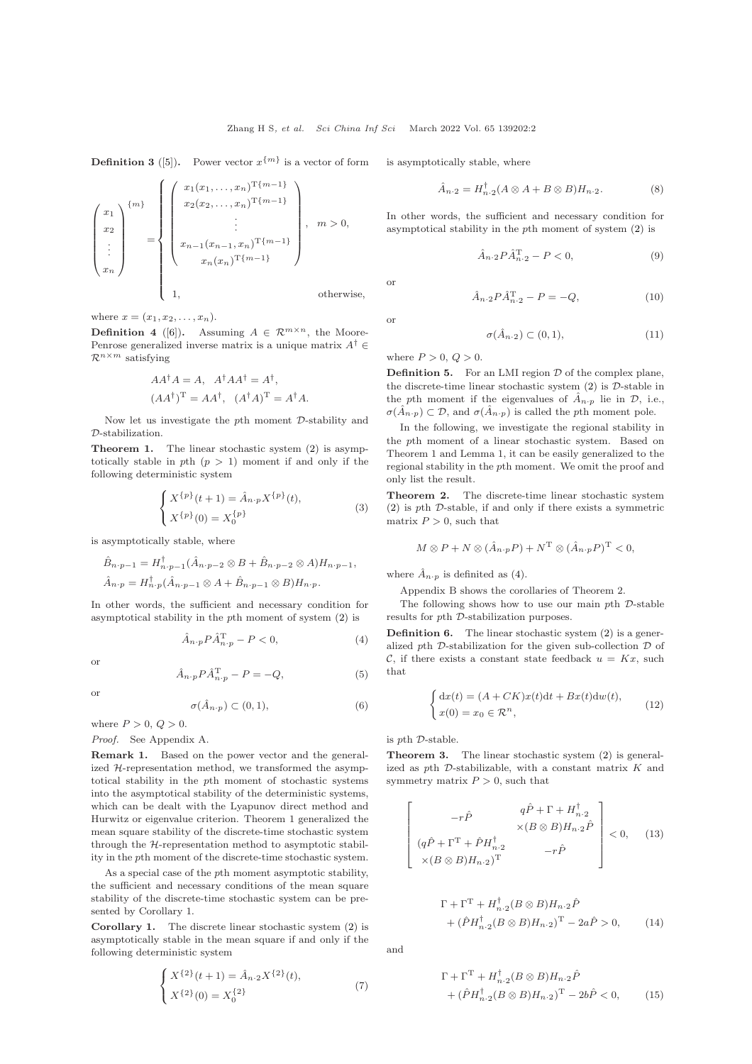**Definition 3** ([5])**.** Power vector $x^{\{m\}}$ is a vector of form

$$\begin{pmatrix} x_1 \\ x_2 \\ \vdots \\ x_n \end{pmatrix}^{\{m\}} = \begin{cases} \begin{pmatrix} x_1(x_1,\ldots,x_n)^{\mathrm{T}\{m-1\}} \\ x_2(x_2,\ldots,x_n)^{\mathrm{T}\{m-1\}} \\ \vdots \\ x_{n-1}(x_{n-1},x_n)^{\mathrm{T}\{m-1\}} \\ x_n(x_n)^{\mathrm{T}\{m-1\}} \end{pmatrix}, & m>0, \\ 1, & \text{otherwise}, \end{cases}$$

where $x=(x_1,x_2,\ldots,x_n)$.

**Definition 4** ([6])**.** Assuming $A\in\mathcal{R}^{m\times n}$, the Moore-Penrose generalized inverse matrix is a unique matrix $A^{\dagger}\in\mathcal{R}^{n\times m}$ satisfying

$$AA^{\dagger}A=A,\quad A^{\dagger}AA^{\dagger}=A^{\dagger},$$
$$(AA^{\dagger})^{\mathrm{T}}=AA^{\dagger},\quad (A^{\dagger}A)^{\mathrm{T}}=A^{\dagger}A.$$

Now let us investigate the $p$th moment $\mathcal{D}$-stability and $\mathcal{D}$-stabilization.

**Theorem 1.** The linear stochastic system (2) is asymptotically stable in $p$th ($p>1$) moment if and only if the following deterministic system

$$\begin{cases} X^{\{p\}}(t+1)=\hat{A}_{n\cdot p}X^{\{p\}}(t), \\ X^{\{p\}}(0)=X_0^{\{p\}} \end{cases} \tag{3}$$

is asymptotically stable, where

$$\hat{B}_{n\cdot p-1}=H_{n\cdot p-1}^{\dagger}(\hat{A}_{n\cdot p-2}\otimes B+\hat{B}_{n\cdot p-2}\otimes A)H_{n\cdot p-1},$$
$$\hat{A}_{n\cdot p}=H_{n\cdot p}^{\dagger}(\hat{A}_{n\cdot p-1}\otimes A+\hat{B}_{n\cdot p-1}\otimes B)H_{n\cdot p}.$$

In other words, the sufficient and necessary condition for asymptotical stability in the $p$th moment of system (2) is

$$\hat{A}_{n\cdot p}P\hat{A}_{n\cdot p}^{\mathrm{T}}-P<0, \tag{4}$$

or

$$\hat{A}_{n\cdot p}P\hat{A}_{n\cdot p}^{\mathrm{T}}-P=-Q, \tag{5}$$

or

$$\sigma(\hat{A}_{n\cdot p})\subset(0,1), \tag{6}$$

where $P>0$, $Q>0$.

*Proof.* See Appendix A.

**Remark 1.** Based on the power vector and the generalized $\mathcal{H}$-representation method, we transformed the asymptotical stability in the $p$th moment of stochastic systems into the asymptotical stability of the deterministic systems, which can be dealt with the Lyapunov direct method and Hurwitz or eigenvalue criterion. Theorem 1 generalized the mean square stability of the discrete-time stochastic system through the $\mathcal{H}$-representation method to asymptotic stability in the $p$th moment of the discrete-time stochastic system.

As a special case of the $p$th moment asymptotic stability, the sufficient and necessary conditions of the mean square stability of the discrete-time stochastic system can be presented by Corollary 1.

**Corollary 1.** The discrete linear stochastic system (2) is asymptotically stable in the mean square if and only if the following deterministic system

$$\begin{cases} X^{\{2\}}(t+1)=\hat{A}_{n\cdot 2}X^{\{2\}}(t), \\ X^{\{2\}}(0)=X_0^{\{2\}} \end{cases} \tag{7}$$

is asymptotically stable, where

$$\hat{A}_{n\cdot 2}=H_{n\cdot 2}^{\dagger}(A\otimes A+B\otimes B)H_{n\cdot 2}. \tag{8}$$

In other words, the sufficient and necessary condition for asymptotical stability in the $p$th moment of system (2) is

$$\hat{A}_{n\cdot 2}P\hat{A}_{n\cdot 2}^{\mathrm{T}}-P<0, \tag{9}$$

or

$$\hat{A}_{n\cdot 2}P\hat{A}_{n\cdot 2}^{\mathrm{T}}-P=-Q, \tag{10}$$

or

$$\sigma(\hat{A}_{n\cdot 2})\subset(0,1), \tag{11}$$

where $P>0$, $Q>0$.

**Definition 5.** For an LMI region $\mathcal{D}$ of the complex plane, the discrete-time linear stochastic system (2) is $\mathcal{D}$-stable in the $p$th moment if the eigenvalues of $\hat{A}_{n\cdot p}$ lie in $\mathcal{D}$, i.e., $\sigma(\hat{A}_{n\cdot p})\subset\mathcal{D}$, and $\sigma(\hat{A}_{n\cdot p})$ is called the $p$th moment pole.

In the following, we investigate the regional stability in the $p$th moment of a linear stochastic system. Based on Theorem 1 and Lemma 1, it can be easily generalized to the regional stability in the $p$th moment. We omit the proof and only list the result.

**Theorem 2.** The discrete-time linear stochastic system (2) is $p$th $\mathcal{D}$-stable, if and only if there exists a symmetric matrix $P>0$, such that

$$M\otimes P+N\otimes(\hat{A}_{n\cdot p}P)+N^{\mathrm{T}}\otimes(\hat{A}_{n\cdot p}P)^{\mathrm{T}}<0,$$

where $\hat{A}_{n\cdot p}$ is definited as (4).

Appendix B shows the corollaries of Theorem 2.

The following shows how to use our main $p$th $\mathcal{D}$-stable results for $p$th $\mathcal{D}$-stabilization purposes.

**Definition 6.** The linear stochastic system (2) is a generalized $p$th $\mathcal{D}$-stabilization for the given sub-collection $\mathcal{D}$ of $\mathcal{C}$, if there exists a constant state feedback $u=Kx$, such that

$$\begin{cases} \mathrm{d}x(t)=(A+CK)x(t)\mathrm{d}t+Bx(t)\mathrm{d}w(t), \\ x(0)=x_0\in\mathcal{R}^n, \end{cases} \tag{12}$$

is $p$th $\mathcal{D}$-stable.

**Theorem 3.** The linear stochastic system (2) is generalized as $p$th $\mathcal{D}$-stabilizable, with a constant matrix $K$ and symmetry matrix $P>0$, such that

$$\begin{bmatrix} -r\hat{P} & q\hat{P}+\Gamma+H_{n\cdot 2}^{\dagger}\times(B\otimes B)H_{n\cdot 2}\hat{P} \\ (q\hat{P}+\Gamma^{\mathrm{T}}+\hat{P}H_{n\cdot 2}^{\dagger}\times(B\otimes B)H_{n\cdot 2})^{\mathrm{T}} & -r\hat{P} \end{bmatrix}<0, \tag{13}$$

$$\Gamma+\Gamma^{\mathrm{T}}+H_{n\cdot 2}^{\dagger}(B\otimes B)H_{n\cdot 2}\hat{P}+(\hat{P}H_{n\cdot 2}^{\dagger}(B\otimes B)H_{n\cdot 2})^{\mathrm{T}}-2a\hat{P}>0, \tag{14}$$

and

$$\Gamma+\Gamma^{\mathrm{T}}+H_{n\cdot 2}^{\dagger}(B\otimes B)H_{n\cdot 2}\hat{P}+(\hat{P}H_{n\cdot 2}^{\dagger}(B\otimes B)H_{n\cdot 2})^{\mathrm{T}}-2b\hat{P}<0, \tag{15}$$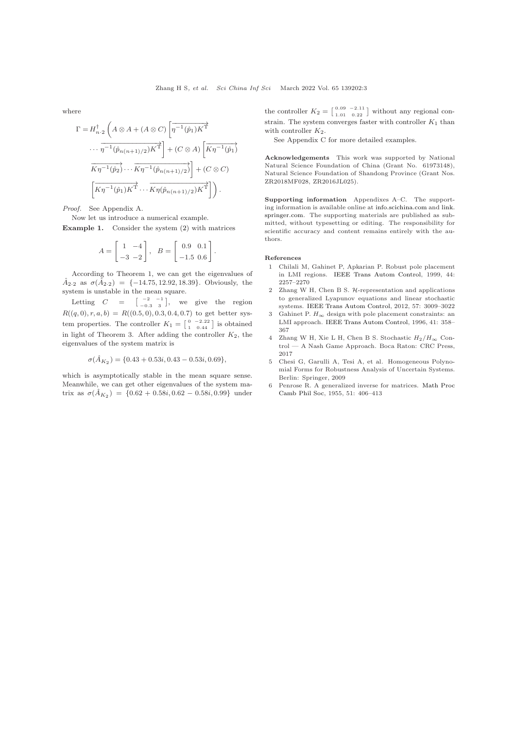where

$$\Gamma = H_{n\cdot 2}^{\dagger}\Bigg(A\otimes A + (A\otimes C)\left[\overrightarrow{\eta^{-1}(\hat{p}_1)K^{\mathrm{T}}} \cdots \overrightarrow{\eta^{-1}(\hat{p}_{n(n+1)/2})K^{\mathrm{T}}}\right] + (C\otimes A)\left[\overrightarrow{K\eta^{-1}(\hat{p}_1)}\,\overrightarrow{K\eta^{-1}(\hat{p}_2)}\cdots\overrightarrow{K\eta^{-1}(\hat{p}_{n(n+1)/2})}\right] + (C\otimes C)\left[\overrightarrow{K\eta^{-1}(\hat{p}_1)K^{\mathrm{T}}}\cdots\overrightarrow{K\eta(\hat{p}_{n(n+1)/2})K^{\mathrm{T}}}\right]\Bigg).$$

*Proof.* See Appendix A.

Now let us introduce a numerical example.

**Example 1.** Consider the system (2) with matrices

$$A=\begin{bmatrix}1 & -4\\ -3 & -2\end{bmatrix},\quad B=\begin{bmatrix}0.9 & 0.1\\ -1.5 & 0.6\end{bmatrix}.$$

According to Theorem 1, we can get the eigenvalues of $\hat{A}_{2\cdot 2}$ as $\sigma(\hat{A}_{2\cdot 2}) = \{-14.75, 12.92, 18.39\}$. Obviously, the system is unstable in the mean square.

Letting $C = \left[\begin{smallmatrix}-2 & -1\\ -0.3 & 3\end{smallmatrix}\right]$, we give the region $R((q,0),r,a,b) = R((0.5,0),0.3,0.4,0.7)$ to get better system properties. The controller $K_1 = \left[\begin{smallmatrix}0 & -2.22\\ 1 & 0.44\end{smallmatrix}\right]$ is obtained in light of Theorem 3. After adding the controller $K_2$, the eigenvalues of the system matrix is

$$\sigma(\hat{A}_{K_2}) = \{0.43+0.53i, 0.43-0.53i, 0.69\},$$

which is asymptotically stable in the mean square sense. Meanwhile, we can get other eigenvalues of the system matrix as $\sigma(\hat{A}_{K_2}) = \{0.62+0.58i, 0.62-0.58i, 0.99\}$ under the controller $K_2 = \left[\begin{smallmatrix}0.09 & -2.11\\ 1.01 & 0.22\end{smallmatrix}\right]$ without any regional constrain. The system converges faster with controller $K_1$ than with controller $K_2$.

See Appendix C for more detailed examples.

**Acknowledgements** This work was supported by National Natural Science Foundation of China (Grant No. 61973148), Natural Science Foundation of Shandong Province (Grant Nos. ZR2018MF028, ZR2016JL025).

**Supporting information** Appendixes A–C. The supporting information is available online at info.scichina.com and link.springer.com. The supporting materials are published as submitted, without typesetting or editing. The responsibility for scientific accuracy and content remains entirely with the authors.

### References

1. Chilali M, Gahinet P, Apkarian P. Robust pole placement in LMI regions. IEEE Trans Autom Control, 1999, 44: 2257–2270
2. Zhang W H, Chen B S. $\mathcal{H}$-representation and applications to generalized Lyapunov equations and linear stochastic systems. IEEE Trans Autom Control, 2012, 57: 3009–3022
3. Gahinet P. $H_\infty$ design with pole placement constraints: an LMI approach. IEEE Trans Autom Control, 1996, 41: 358–367
4. Zhang W H, Xie L H, Chen B S. Stochastic $H_2/H_\infty$ Control — A Nash Game Approach. Boca Raton: CRC Press, 2017
5. Chesi G, Garulli A, Tesi A, et al. Homogeneous Polynomial Forms for Robustness Analysis of Uncertain Systems. Berlin: Springer, 2009
6. Penrose R. A generalized inverse for matrices. Math Proc Camb Phil Soc, 1955, 51: 406–413